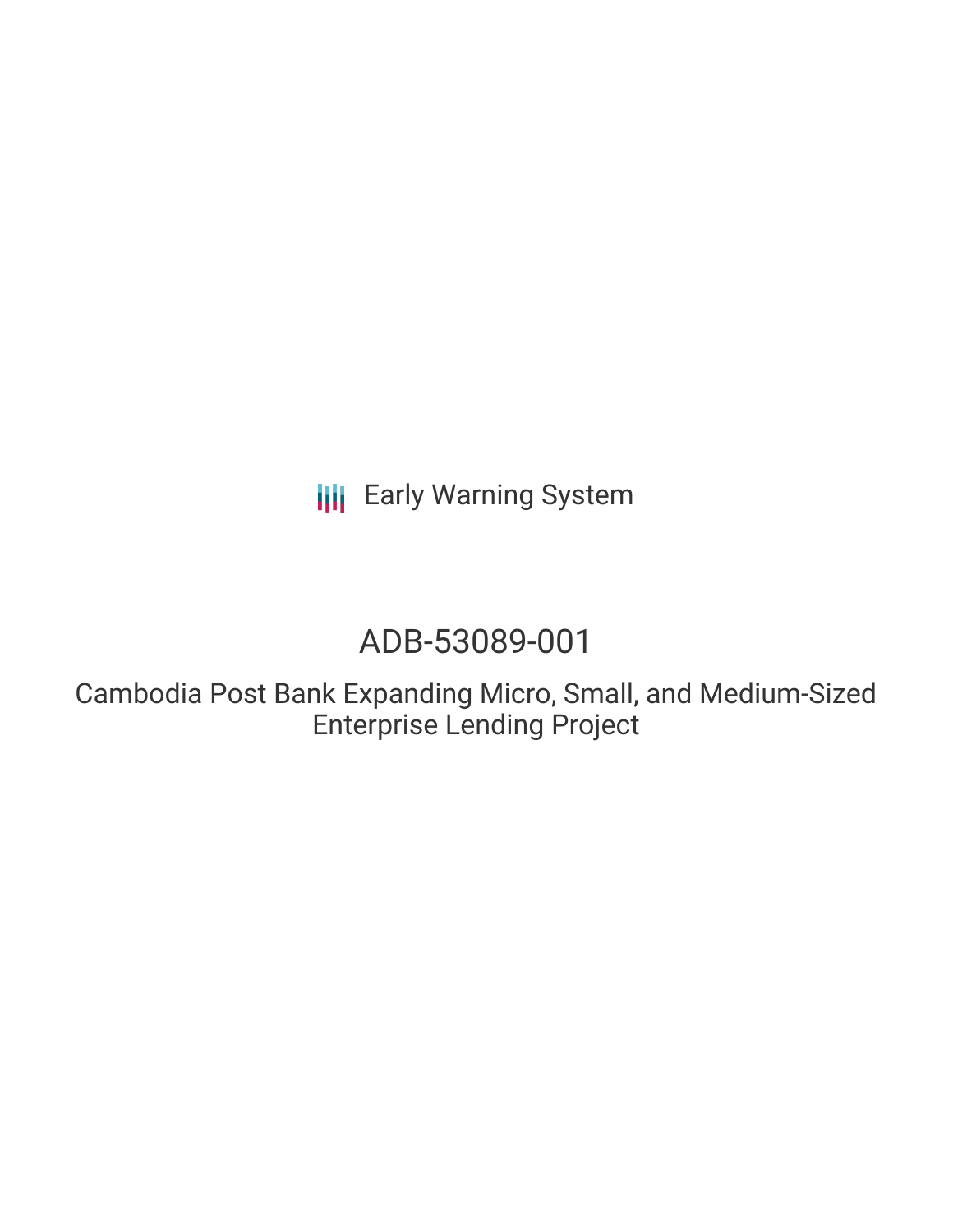Early Warning System

# ADB-53089-001

## Cambodia Post Bank Expanding Micro, Small, and Medium-Sized Enterprise Lending Project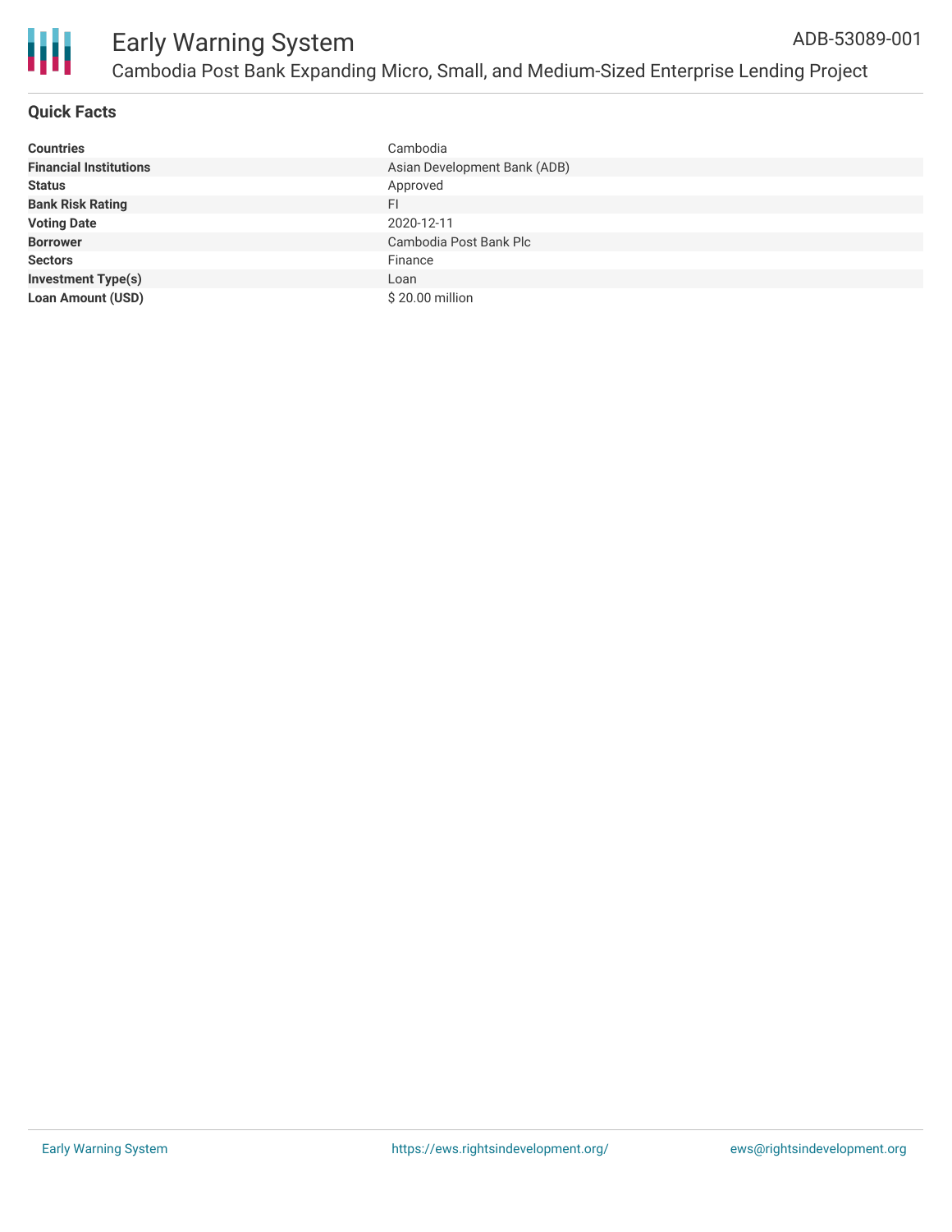# Early Warning System

ADB-53089-001

Cambodia Post Bank Expanding Micro, Small, and Medium-Sized Enterprise Lending Project

## Quick Facts

| | |
|---|---|
| **Countries** | Cambodia |
| **Financial Institutions** | Asian Development Bank (ADB) |
| **Status** | Approved |
| **Bank Risk Rating** | FI |
| **Voting Date** | 2020-12-11 |
| **Borrower** | Cambodia Post Bank Plc |
| **Sectors** | Finance |
| **Investment Type(s)** | Loan |
| **Loan Amount (USD)** | $ 20.00 million |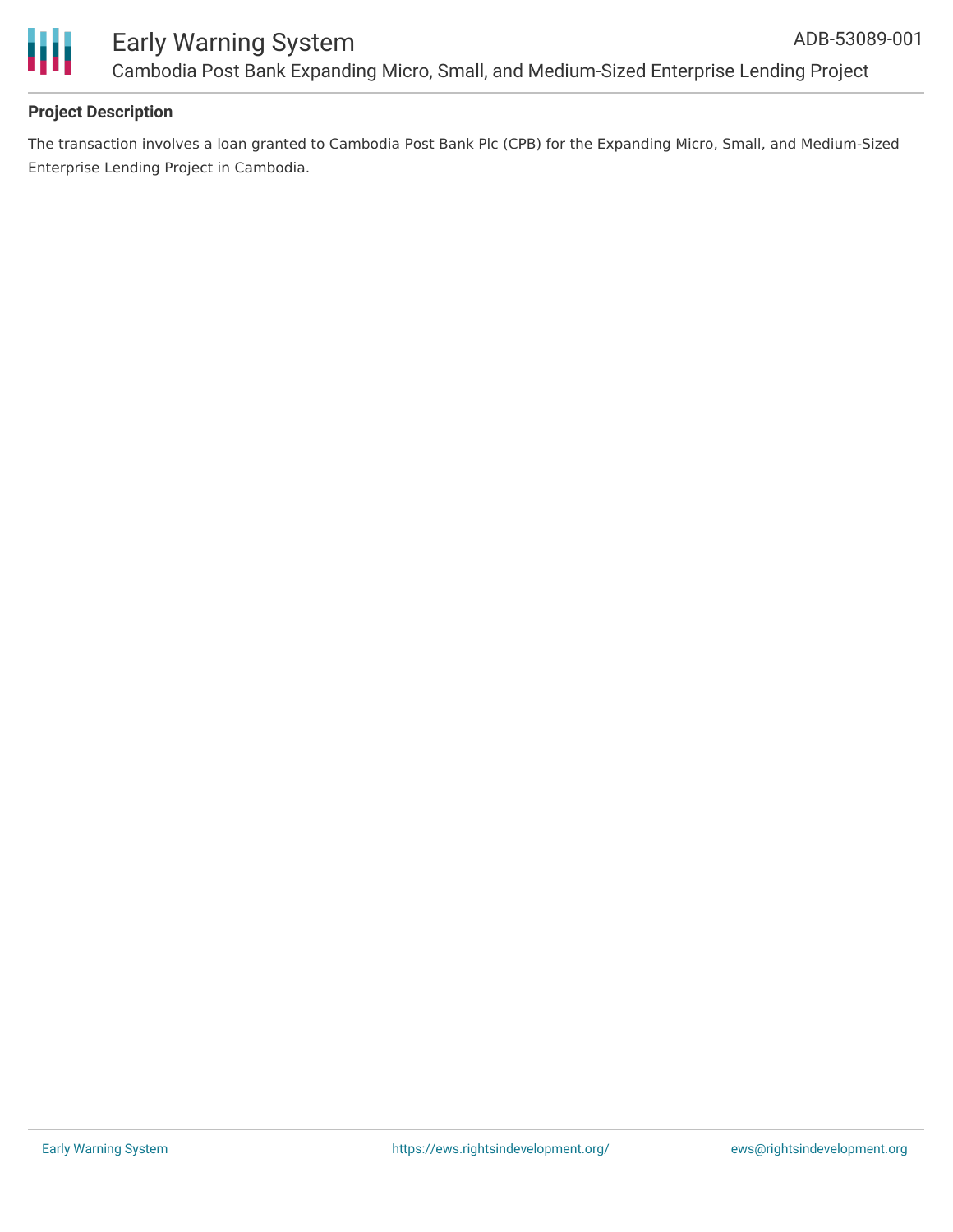**Project Description**

The transaction involves a loan granted to Cambodia Post Bank Plc (CPB) for the Expanding Micro, Small, and Medium-Sized Enterprise Lending Project in Cambodia.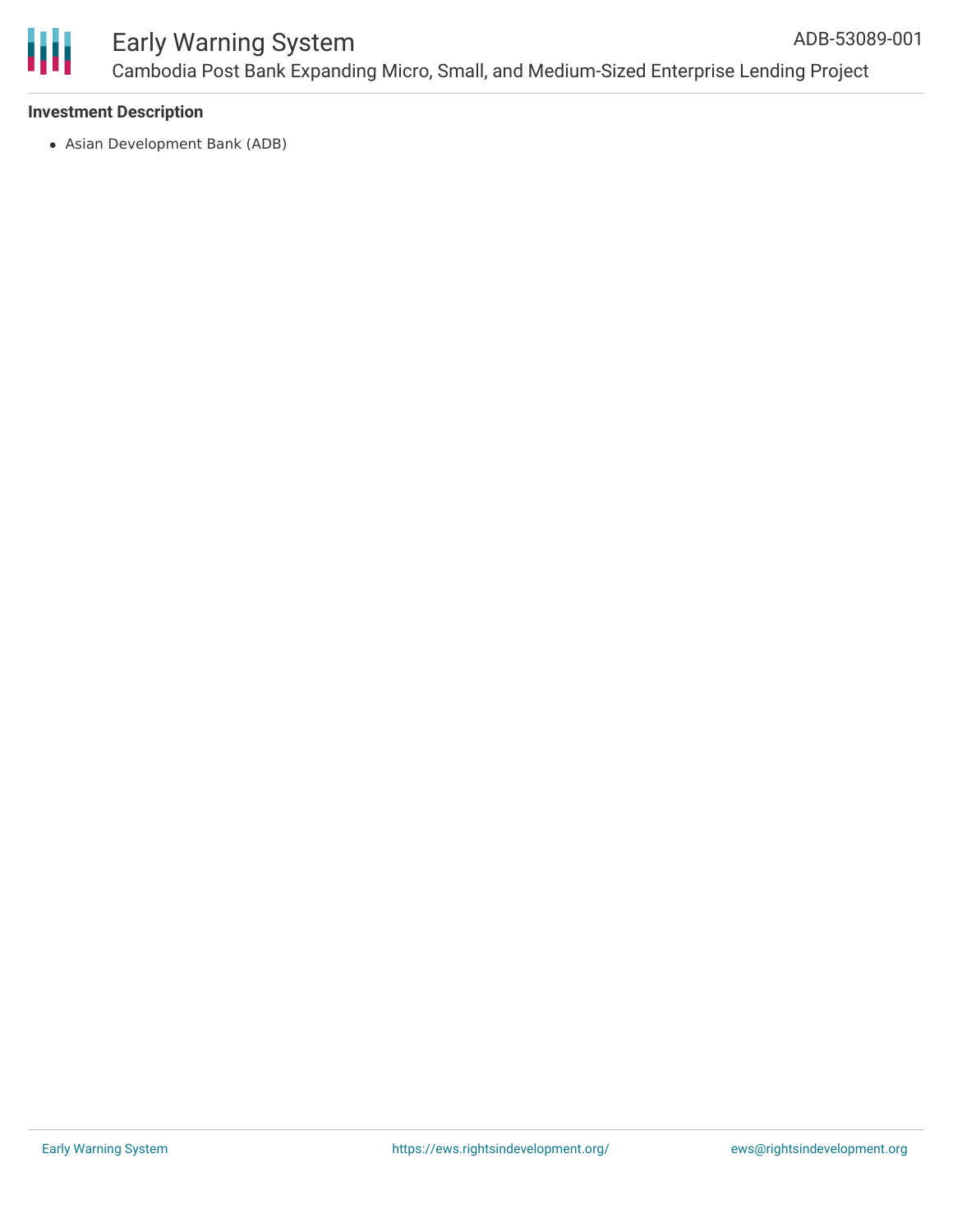### Investment Description

- Asian Development Bank (ADB)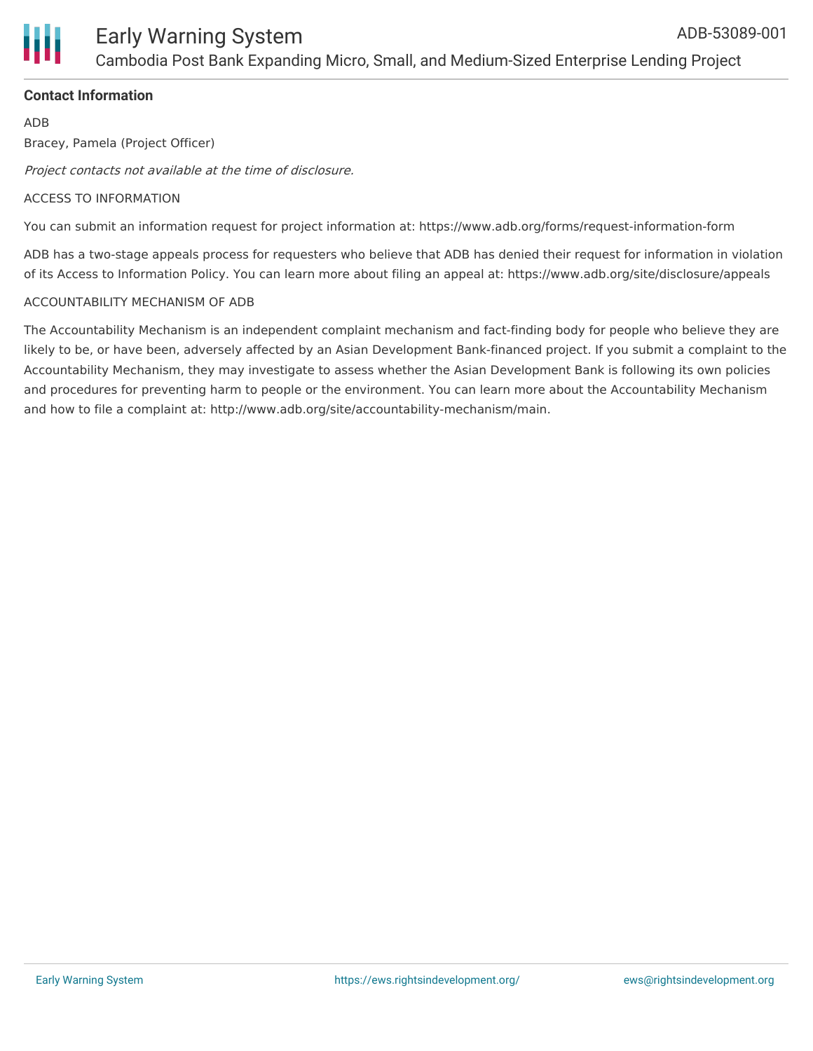## Contact Information

ADB

Bracey, Pamela (Project Officer)

*Project contacts not available at the time of disclosure.*

ACCESS TO INFORMATION

You can submit an information request for project information at: https://www.adb.org/forms/request-information-form

ADB has a two-stage appeals process for requesters who believe that ADB has denied their request for information in violation of its Access to Information Policy. You can learn more about filing an appeal at: https://www.adb.org/site/disclosure/appeals

ACCOUNTABILITY MECHANISM OF ADB

The Accountability Mechanism is an independent complaint mechanism and fact-finding body for people who believe they are likely to be, or have been, adversely affected by an Asian Development Bank-financed project. If you submit a complaint to the Accountability Mechanism, they may investigate to assess whether the Asian Development Bank is following its own policies and procedures for preventing harm to people or the environment. You can learn more about the Accountability Mechanism and how to file a complaint at: http://www.adb.org/site/accountability-mechanism/main.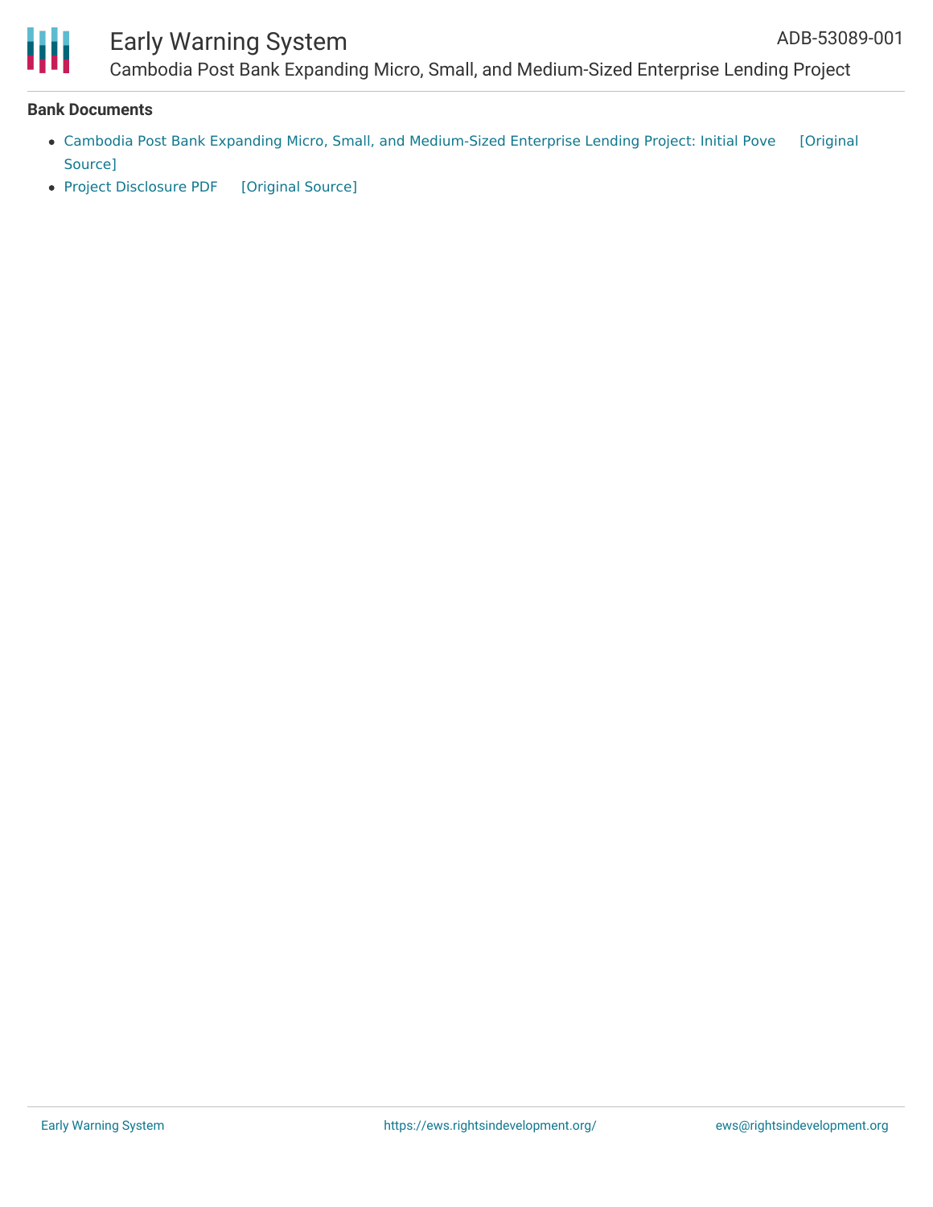## Bank Documents

- Cambodia Post Bank Expanding Micro, Small, and Medium-Sized Enterprise Lending Project: Initial Pove [Original Source]
- Project Disclosure PDF [Original Source]